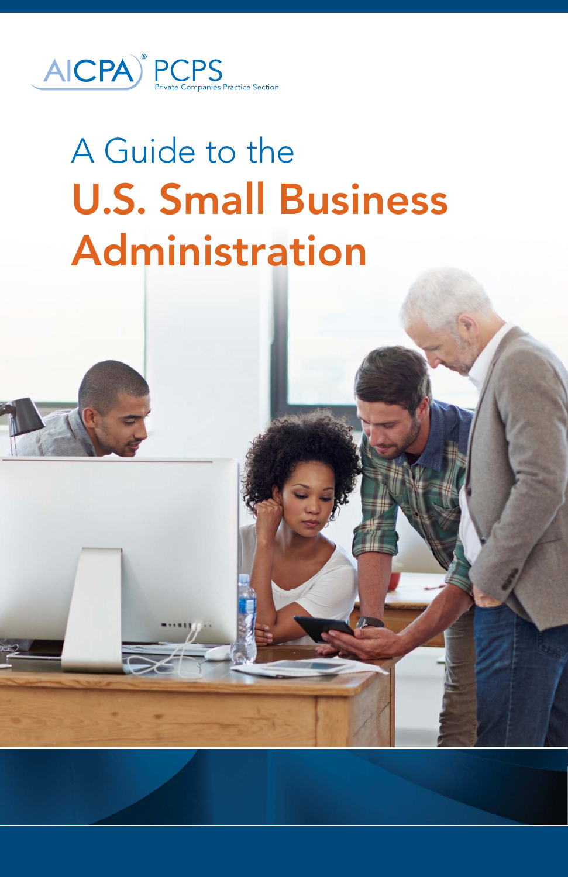AICPA® PCPS
Private Companies Practice Section

# A Guide to the U.S. Small Business Administration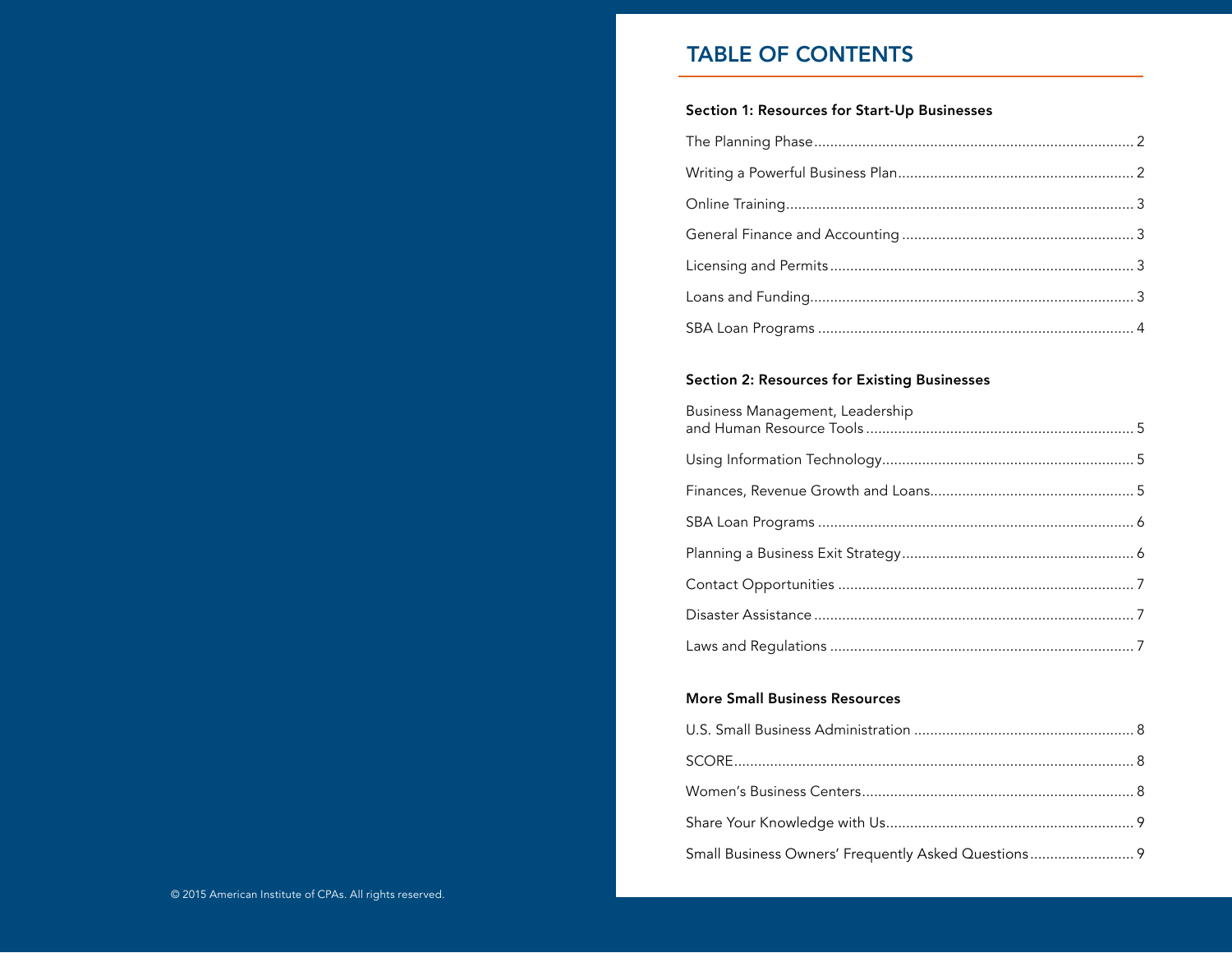# TABLE OF CONTENTS

## Section 1: Resources for Start-Up Businesses

The Planning Phase ........ 2

Writing a Powerful Business Plan ........ 2

Online Training ........ 3

General Finance and Accounting ........ 3

Licensing and Permits ........ 3

Loans and Funding ........ 3

SBA Loan Programs ........ 4

## Section 2: Resources for Existing Businesses

Business Management, Leadership and Human Resource Tools ........ 5

Using Information Technology ........ 5

Finances, Revenue Growth and Loans ........ 5

SBA Loan Programs ........ 6

Planning a Business Exit Strategy ........ 6

Contact Opportunities ........ 7

Disaster Assistance ........ 7

Laws and Regulations ........ 7

## More Small Business Resources

U.S. Small Business Administration ........ 8

SCORE ........ 8

Women's Business Centers ........ 8

Share Your Knowledge with Us ........ 9

Small Business Owners' Frequently Asked Questions ........ 9

© 2015 American Institute of CPAs. All rights reserved.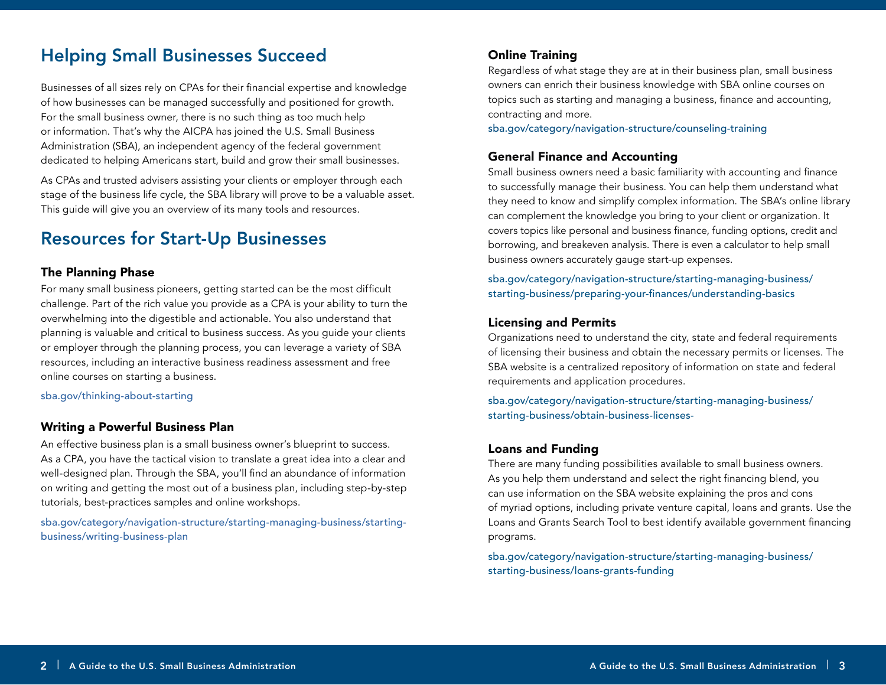## Helping Small Businesses Succeed

Businesses of all sizes rely on CPAs for their financial expertise and knowledge of how businesses can be managed successfully and positioned for growth. For the small business owner, there is no such thing as too much help or information. That's why the AICPA has joined the U.S. Small Business Administration (SBA), an independent agency of the federal government dedicated to helping Americans start, build and grow their small businesses.

As CPAs and trusted advisers assisting your clients or employer through each stage of the business life cycle, the SBA library will prove to be a valuable asset. This guide will give you an overview of its many tools and resources.

## Resources for Start-Up Businesses

### The Planning Phase

For many small business pioneers, getting started can be the most difficult challenge. Part of the rich value you provide as a CPA is your ability to turn the overwhelming into the digestible and actionable. You also understand that planning is valuable and critical to business success. As you guide your clients or employer through the planning process, you can leverage a variety of SBA resources, including an interactive business readiness assessment and free online courses on starting a business.

sba.gov/thinking-about-starting

### Writing a Powerful Business Plan

An effective business plan is a small business owner's blueprint to success. As a CPA, you have the tactical vision to translate a great idea into a clear and well-designed plan. Through the SBA, you'll find an abundance of information on writing and getting the most out of a business plan, including step-by-step tutorials, best-practices samples and online workshops.

sba.gov/category/navigation-structure/starting-managing-business/starting-business/writing-business-plan

### Online Training

Regardless of what stage they are at in their business plan, small business owners can enrich their business knowledge with SBA online courses on topics such as starting and managing a business, finance and accounting, contracting and more.

sba.gov/category/navigation-structure/counseling-training

### General Finance and Accounting

Small business owners need a basic familiarity with accounting and finance to successfully manage their business. You can help them understand what they need to know and simplify complex information. The SBA's online library can complement the knowledge you bring to your client or organization. It covers topics like personal and business finance, funding options, credit and borrowing, and breakeven analysis. There is even a calculator to help small business owners accurately gauge start-up expenses.

sba.gov/category/navigation-structure/starting-managing-business/starting-business/preparing-your-finances/understanding-basics

### Licensing and Permits

Organizations need to understand the city, state and federal requirements of licensing their business and obtain the necessary permits or licenses. The SBA website is a centralized repository of information on state and federal requirements and application procedures.

sba.gov/category/navigation-structure/starting-managing-business/starting-business/obtain-business-licenses-

### Loans and Funding

There are many funding possibilities available to small business owners. As you help them understand and select the right financing blend, you can use information on the SBA website explaining the pros and cons of myriad options, including private venture capital, loans and grants. Use the Loans and Grants Search Tool to best identify available government financing programs.

sba.gov/category/navigation-structure/starting-managing-business/starting-business/loans-grants-funding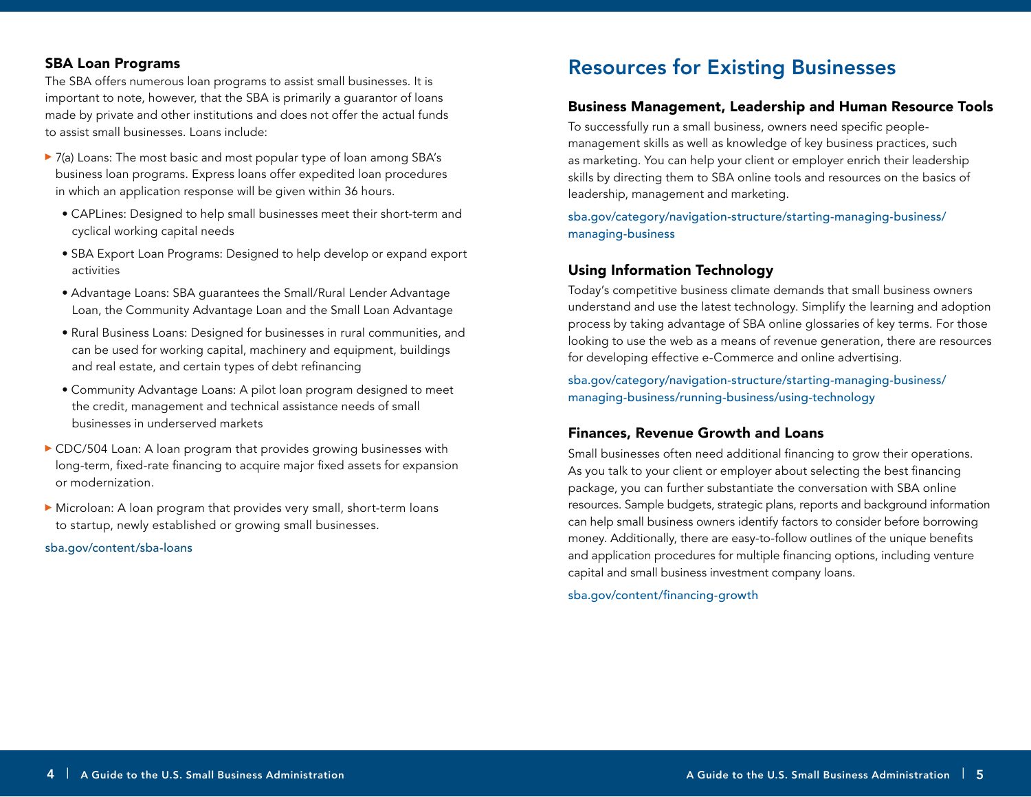### SBA Loan Programs

The SBA offers numerous loan programs to assist small businesses. It is important to note, however, that the SBA is primarily a guarantor of loans made by private and other institutions and does not offer the actual funds to assist small businesses. Loans include:

- 7(a) Loans: The most basic and most popular type of loan among SBA's business loan programs. Express loans offer expedited loan procedures in which an application response will be given within 36 hours.
  - CAPLines: Designed to help small businesses meet their short-term and cyclical working capital needs
  - SBA Export Loan Programs: Designed to help develop or expand export activities
  - Advantage Loans: SBA guarantees the Small/Rural Lender Advantage Loan, the Community Advantage Loan and the Small Loan Advantage
  - Rural Business Loans: Designed for businesses in rural communities, and can be used for working capital, machinery and equipment, buildings and real estate, and certain types of debt refinancing
  - Community Advantage Loans: A pilot loan program designed to meet the credit, management and technical assistance needs of small businesses in underserved markets
- CDC/504 Loan: A loan program that provides growing businesses with long-term, fixed-rate financing to acquire major fixed assets for expansion or modernization.
- Microloan: A loan program that provides very small, short-term loans to startup, newly established or growing small businesses.

sba.gov/content/sba-loans

## Resources for Existing Businesses

### Business Management, Leadership and Human Resource Tools

To successfully run a small business, owners need specific people-management skills as well as knowledge of key business practices, such as marketing. You can help your client or employer enrich their leadership skills by directing them to SBA online tools and resources on the basics of leadership, management and marketing.

sba.gov/category/navigation-structure/starting-managing-business/managing-business

### Using Information Technology

Today's competitive business climate demands that small business owners understand and use the latest technology. Simplify the learning and adoption process by taking advantage of SBA online glossaries of key terms. For those looking to use the web as a means of revenue generation, there are resources for developing effective e-Commerce and online advertising.

sba.gov/category/navigation-structure/starting-managing-business/managing-business/running-business/using-technology

### Finances, Revenue Growth and Loans

Small businesses often need additional financing to grow their operations. As you talk to your client or employer about selecting the best financing package, you can further substantiate the conversation with SBA online resources. Sample budgets, strategic plans, reports and background information can help small business owners identify factors to consider before borrowing money. Additionally, there are easy-to-follow outlines of the unique benefits and application procedures for multiple financing options, including venture capital and small business investment company loans.

sba.gov/content/financing-growth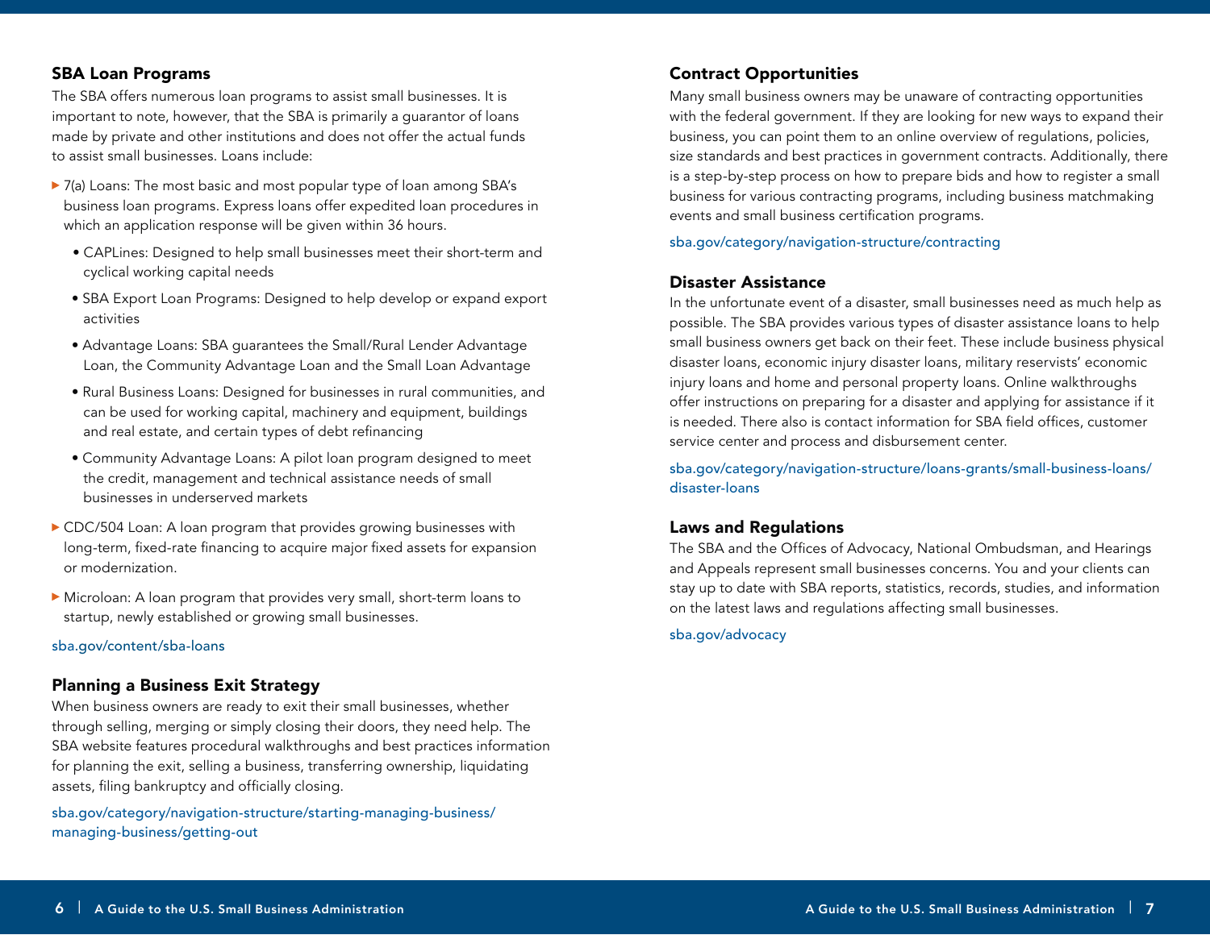## SBA Loan Programs

The SBA offers numerous loan programs to assist small businesses. It is important to note, however, that the SBA is primarily a guarantor of loans made by private and other institutions and does not offer the actual funds to assist small businesses. Loans include:

- 7(a) Loans: The most basic and most popular type of loan among SBA's business loan programs. Express loans offer expedited loan procedures in which an application response will be given within 36 hours.
  - CAPLines: Designed to help small businesses meet their short-term and cyclical working capital needs
  - SBA Export Loan Programs: Designed to help develop or expand export activities
  - Advantage Loans: SBA guarantees the Small/Rural Lender Advantage Loan, the Community Advantage Loan and the Small Loan Advantage
  - Rural Business Loans: Designed for businesses in rural communities, and can be used for working capital, machinery and equipment, buildings and real estate, and certain types of debt refinancing
  - Community Advantage Loans: A pilot loan program designed to meet the credit, management and technical assistance needs of small businesses in underserved markets
- CDC/504 Loan: A loan program that provides growing businesses with long-term, fixed-rate financing to acquire major fixed assets for expansion or modernization.
- Microloan: A loan program that provides very small, short-term loans to startup, newly established or growing small businesses.

sba.gov/content/sba-loans

## Planning a Business Exit Strategy

When business owners are ready to exit their small businesses, whether through selling, merging or simply closing their doors, they need help. The SBA website features procedural walkthroughs and best practices information for planning the exit, selling a business, transferring ownership, liquidating assets, filing bankruptcy and officially closing.

sba.gov/category/navigation-structure/starting-managing-business/managing-business/getting-out

## Contract Opportunities

Many small business owners may be unaware of contracting opportunities with the federal government. If they are looking for new ways to expand their business, you can point them to an online overview of regulations, policies, size standards and best practices in government contracts. Additionally, there is a step-by-step process on how to prepare bids and how to register a small business for various contracting programs, including business matchmaking events and small business certification programs.

sba.gov/category/navigation-structure/contracting

## Disaster Assistance

In the unfortunate event of a disaster, small businesses need as much help as possible. The SBA provides various types of disaster assistance loans to help small business owners get back on their feet. These include business physical disaster loans, economic injury disaster loans, military reservists' economic injury loans and home and personal property loans. Online walkthroughs offer instructions on preparing for a disaster and applying for assistance if it is needed. There also is contact information for SBA field offices, customer service center and process and disbursement center.

sba.gov/category/navigation-structure/loans-grants/small-business-loans/disaster-loans

## Laws and Regulations

The SBA and the Offices of Advocacy, National Ombudsman, and Hearings and Appeals represent small businesses concerns. You and your clients can stay up to date with SBA reports, statistics, records, studies, and information on the latest laws and regulations affecting small businesses.

sba.gov/advocacy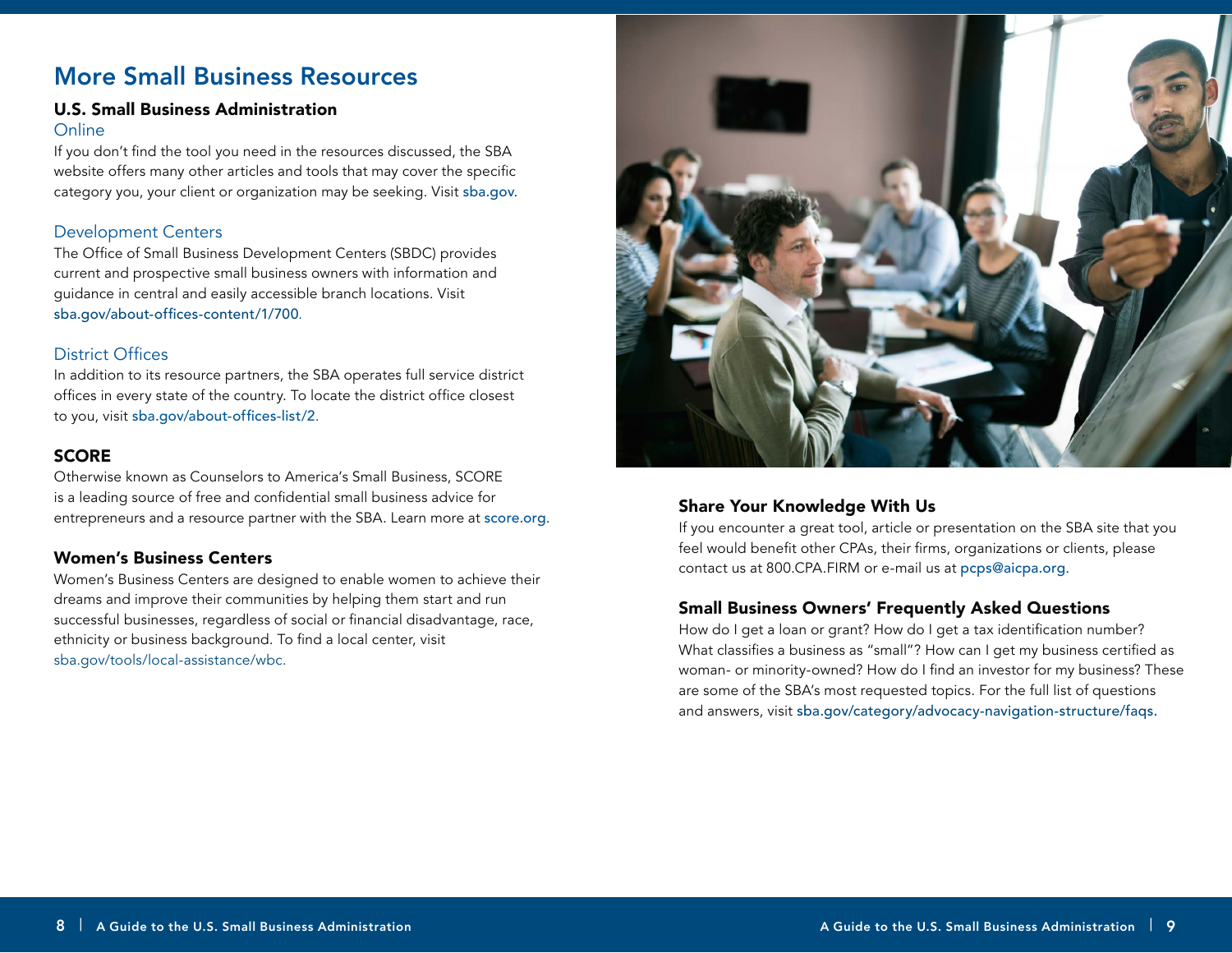# More Small Business Resources

## U.S. Small Business Administration

### Online

If you don't find the tool you need in the resources discussed, the SBA website offers many other articles and tools that may cover the specific category you, your client or organization may be seeking. Visit sba.gov.

### Development Centers

The Office of Small Business Development Centers (SBDC) provides current and prospective small business owners with information and guidance in central and easily accessible branch locations. Visit sba.gov/about-offices-content/1/700.

### District Offices

In addition to its resource partners, the SBA operates full service district offices in every state of the country. To locate the district office closest to you, visit sba.gov/about-offices-list/2.

## SCORE

Otherwise known as Counselors to America's Small Business, SCORE is a leading source of free and confidential small business advice for entrepreneurs and a resource partner with the SBA. Learn more at score.org.

## Women's Business Centers

Women's Business Centers are designed to enable women to achieve their dreams and improve their communities by helping them start and run successful businesses, regardless of social or financial disadvantage, race, ethnicity or business background. To find a local center, visit sba.gov/tools/local-assistance/wbc.

## Share Your Knowledge With Us

If you encounter a great tool, article or presentation on the SBA site that you feel would benefit other CPAs, their firms, organizations or clients, please contact us at 800.CPA.FIRM or e-mail us at pcps@aicpa.org.

## Small Business Owners' Frequently Asked Questions

How do I get a loan or grant? How do I get a tax identification number? What classifies a business as "small"? How can I get my business certified as woman- or minority-owned? How do I find an investor for my business? These are some of the SBA's most requested topics. For the full list of questions and answers, visit sba.gov/category/advocacy-navigation-structure/faqs.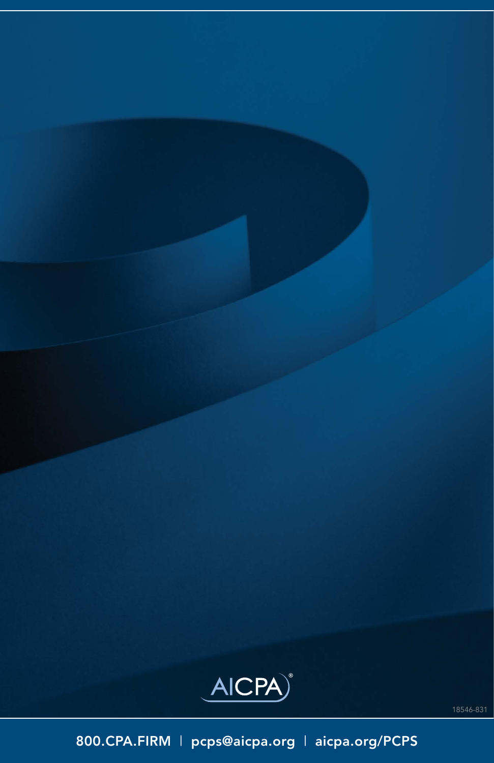AICPA®

18546-831

800.CPA.FIRM | pcps@aicpa.org | aicpa.org/PCPS